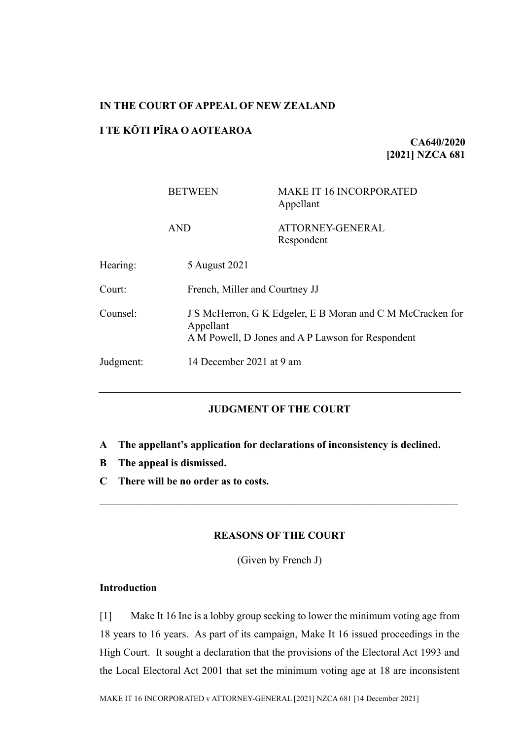**IN THE COURT OF APPEAL OF NEW ZEALAND**

**I TE KŌTI PĪRA O AOTEAROA**

**CA640/2020**
**[2021] NZCA 681**

| | |
|---|---|
| BETWEEN | MAKE IT 16 INCORPORATED<br>Appellant |
| AND | ATTORNEY-GENERAL<br>Respondent |

| | |
|---|---|
| Hearing: | 5 August 2021 |
| Court: | French, Miller and Courtney JJ |
| Counsel: | J S McHerron, G K Edgeler, E B Moran and C M McCracken for Appellant<br>A M Powell, D Jones and A P Lawson for Respondent |
| Judgment: | 14 December 2021 at 9 am |

---

## JUDGMENT OF THE COURT

---

**A The appellant's application for declarations of inconsistency is declined.**

**B The appeal is dismissed.**

**C There will be no order as to costs.**

---

## REASONS OF THE COURT

(Given by French J)

### Introduction

[1] Make It 16 Inc is a lobby group seeking to lower the minimum voting age from 18 years to 16 years. As part of its campaign, Make It 16 issued proceedings in the High Court. It sought a declaration that the provisions of the Electoral Act 1993 and the Local Electoral Act 2001 that set the minimum voting age at 18 are inconsistent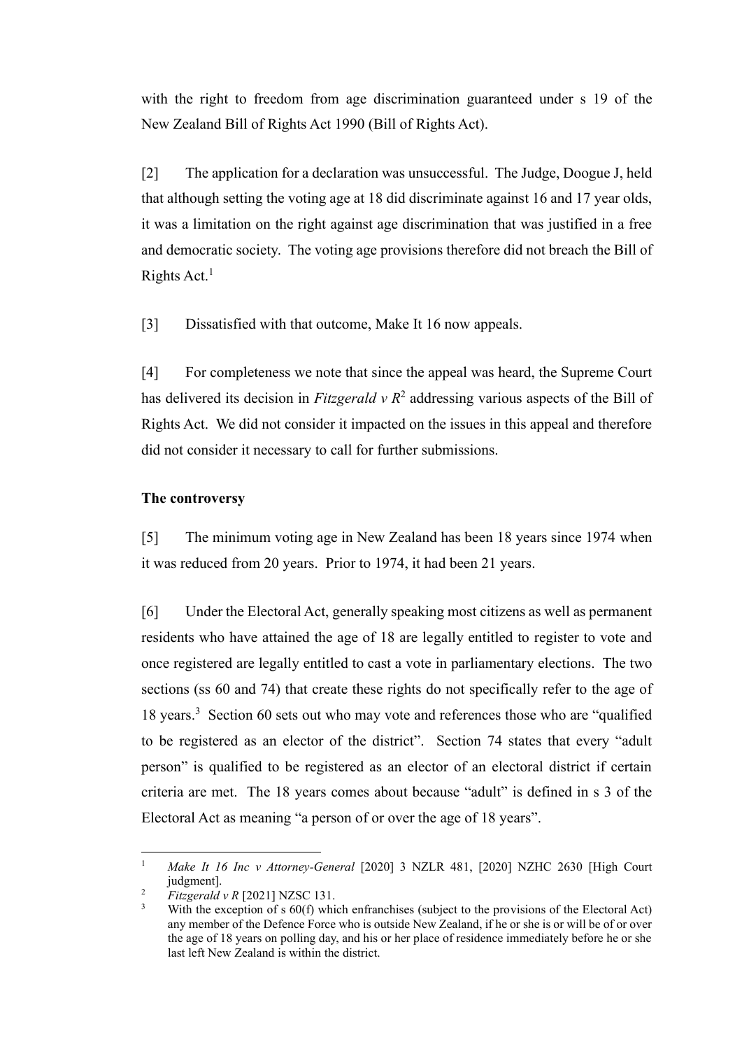with the right to freedom from age discrimination guaranteed under s 19 of the New Zealand Bill of Rights Act 1990 (Bill of Rights Act).

[2] The application for a declaration was unsuccessful. The Judge, Doogue J, held that although setting the voting age at 18 did discriminate against 16 and 17 year olds, it was a limitation on the right against age discrimination that was justified in a free and democratic society. The voting age provisions therefore did not breach the Bill of Rights Act.[1]

[3] Dissatisfied with that outcome, Make It 16 now appeals.

[4] For completeness we note that since the appeal was heard, the Supreme Court has delivered its decision in *Fitzgerald v R*[2] addressing various aspects of the Bill of Rights Act. We did not consider it impacted on the issues in this appeal and therefore did not consider it necessary to call for further submissions.

**The controversy**

[5] The minimum voting age in New Zealand has been 18 years since 1974 when it was reduced from 20 years. Prior to 1974, it had been 21 years.

[6] Under the Electoral Act, generally speaking most citizens as well as permanent residents who have attained the age of 18 are legally entitled to register to vote and once registered are legally entitled to cast a vote in parliamentary elections. The two sections (ss 60 and 74) that create these rights do not specifically refer to the age of 18 years.[3] Section 60 sets out who may vote and references those who are "qualified to be registered as an elector of the district". Section 74 states that every "adult person" is qualified to be registered as an elector of an electoral district if certain criteria are met. The 18 years comes about because "adult" is defined in s 3 of the Electoral Act as meaning "a person of or over the age of 18 years".

---

[1] *Make It 16 Inc v Attorney-General* [2020] 3 NZLR 481, [2020] NZHC 2630 [High Court judgment].

[2] *Fitzgerald v R* [2021] NZSC 131.

[3] With the exception of s 60(f) which enfranchises (subject to the provisions of the Electoral Act) any member of the Defence Force who is outside New Zealand, if he or she is or will be of or over the age of 18 years on polling day, and his or her place of residence immediately before he or she last left New Zealand is within the district.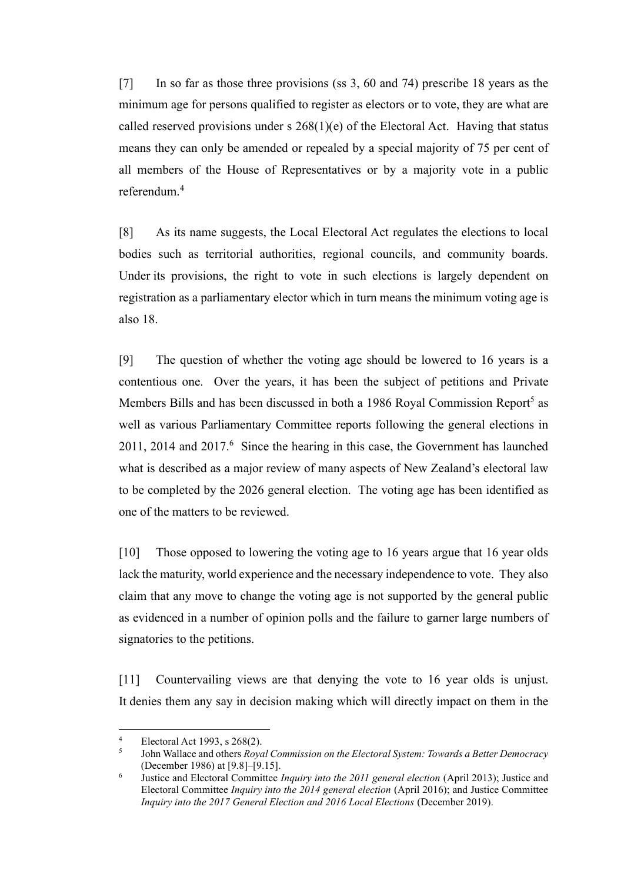[7] In so far as those three provisions (ss 3, 60 and 74) prescribe 18 years as the minimum age for persons qualified to register as electors or to vote, they are what are called reserved provisions under s 268(1)(e) of the Electoral Act. Having that status means they can only be amended or repealed by a special majority of 75 per cent of all members of the House of Representatives or by a majority vote in a public referendum.[4]

[8] As its name suggests, the Local Electoral Act regulates the elections to local bodies such as territorial authorities, regional councils, and community boards. Under its provisions, the right to vote in such elections is largely dependent on registration as a parliamentary elector which in turn means the minimum voting age is also 18.

[9] The question of whether the voting age should be lowered to 16 years is a contentious one. Over the years, it has been the subject of petitions and Private Members Bills and has been discussed in both a 1986 Royal Commission Report[5] as well as various Parliamentary Committee reports following the general elections in 2011, 2014 and 2017.[6] Since the hearing in this case, the Government has launched what is described as a major review of many aspects of New Zealand's electoral law to be completed by the 2026 general election. The voting age has been identified as one of the matters to be reviewed.

[10] Those opposed to lowering the voting age to 16 years argue that 16 year olds lack the maturity, world experience and the necessary independence to vote. They also claim that any move to change the voting age is not supported by the general public as evidenced in a number of opinion polls and the failure to garner large numbers of signatories to the petitions.

[11] Countervailing views are that denying the vote to 16 year olds is unjust. It denies them any say in decision making which will directly impact on them in the

---

[4] Electoral Act 1993, s 268(2).

[5] John Wallace and others *Royal Commission on the Electoral System: Towards a Better Democracy* (December 1986) at [9.8]–[9.15].

[6] Justice and Electoral Committee *Inquiry into the 2011 general election* (April 2013); Justice and Electoral Committee *Inquiry into the 2014 general election* (April 2016); and Justice Committee *Inquiry into the 2017 General Election and 2016 Local Elections* (December 2019).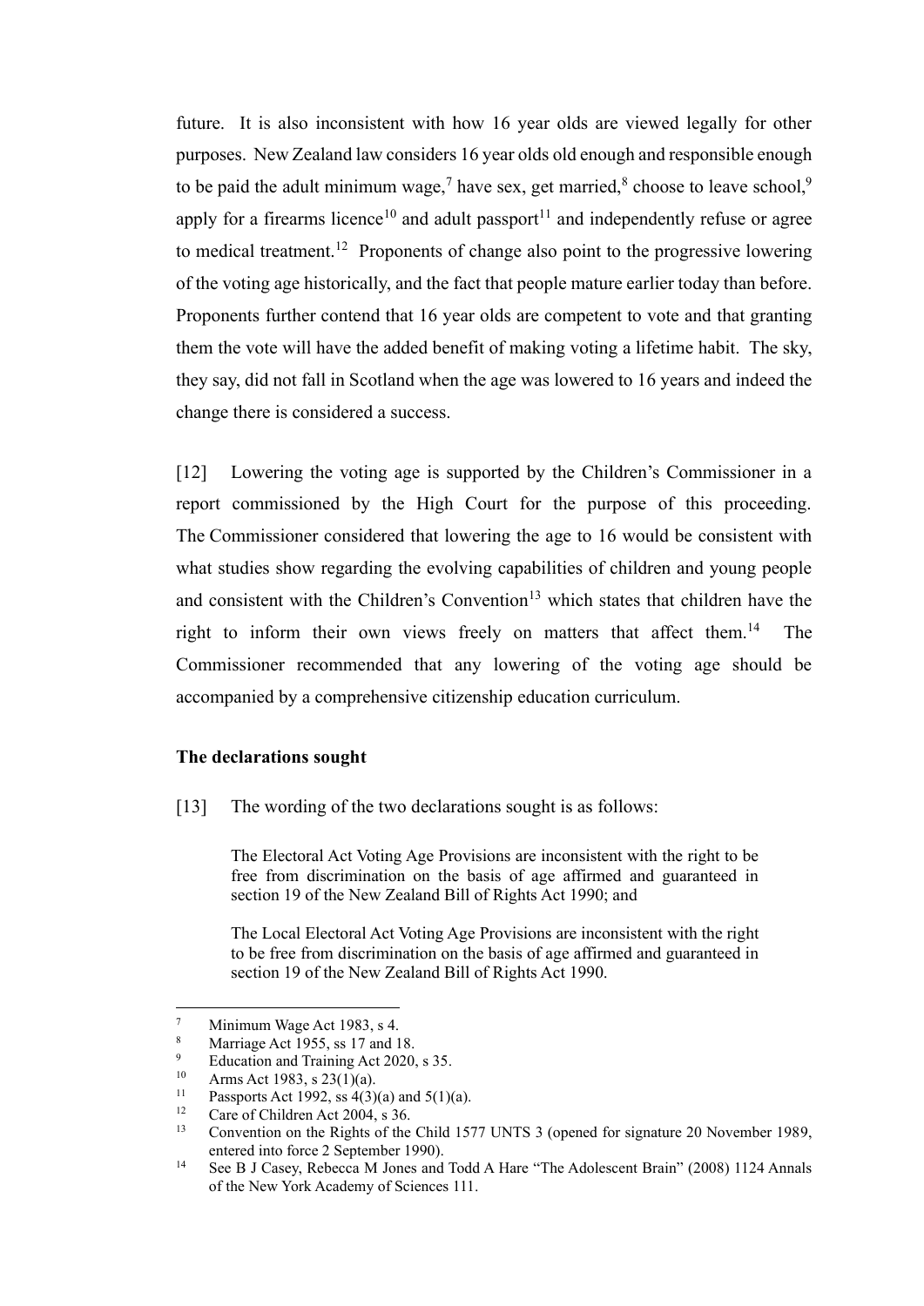future. It is also inconsistent with how 16 year olds are viewed legally for other purposes. New Zealand law considers 16 year olds old enough and responsible enough to be paid the adult minimum wage,[7] have sex, get married,[8] choose to leave school,[9] apply for a firearms licence[10] and adult passport[11] and independently refuse or agree to medical treatment.[12] Proponents of change also point to the progressive lowering of the voting age historically, and the fact that people mature earlier today than before. Proponents further contend that 16 year olds are competent to vote and that granting them the vote will have the added benefit of making voting a lifetime habit. The sky, they say, did not fall in Scotland when the age was lowered to 16 years and indeed the change there is considered a success.

[12] Lowering the voting age is supported by the Children's Commissioner in a report commissioned by the High Court for the purpose of this proceeding. The Commissioner considered that lowering the age to 16 would be consistent with what studies show regarding the evolving capabilities of children and young people and consistent with the Children's Convention[13] which states that children have the right to inform their own views freely on matters that affect them.[14] The Commissioner recommended that any lowering of the voting age should be accompanied by a comprehensive citizenship education curriculum.

**The declarations sought**

[13] The wording of the two declarations sought is as follows:

> The Electoral Act Voting Age Provisions are inconsistent with the right to be free from discrimination on the basis of age affirmed and guaranteed in section 19 of the New Zealand Bill of Rights Act 1990; and
>
> The Local Electoral Act Voting Age Provisions are inconsistent with the right to be free from discrimination on the basis of age affirmed and guaranteed in section 19 of the New Zealand Bill of Rights Act 1990.

---

[7] Minimum Wage Act 1983, s 4.

[8] Marriage Act 1955, ss 17 and 18.

[9] Education and Training Act 2020, s 35.

[10] Arms Act 1983, s 23(1)(a).

[11] Passports Act 1992, ss 4(3)(a) and 5(1)(a).

[12] Care of Children Act 2004, s 36.

[13] Convention on the Rights of the Child 1577 UNTS 3 (opened for signature 20 November 1989, entered into force 2 September 1990).

[14] See B J Casey, Rebecca M Jones and Todd A Hare "The Adolescent Brain" (2008) 1124 Annals of the New York Academy of Sciences 111.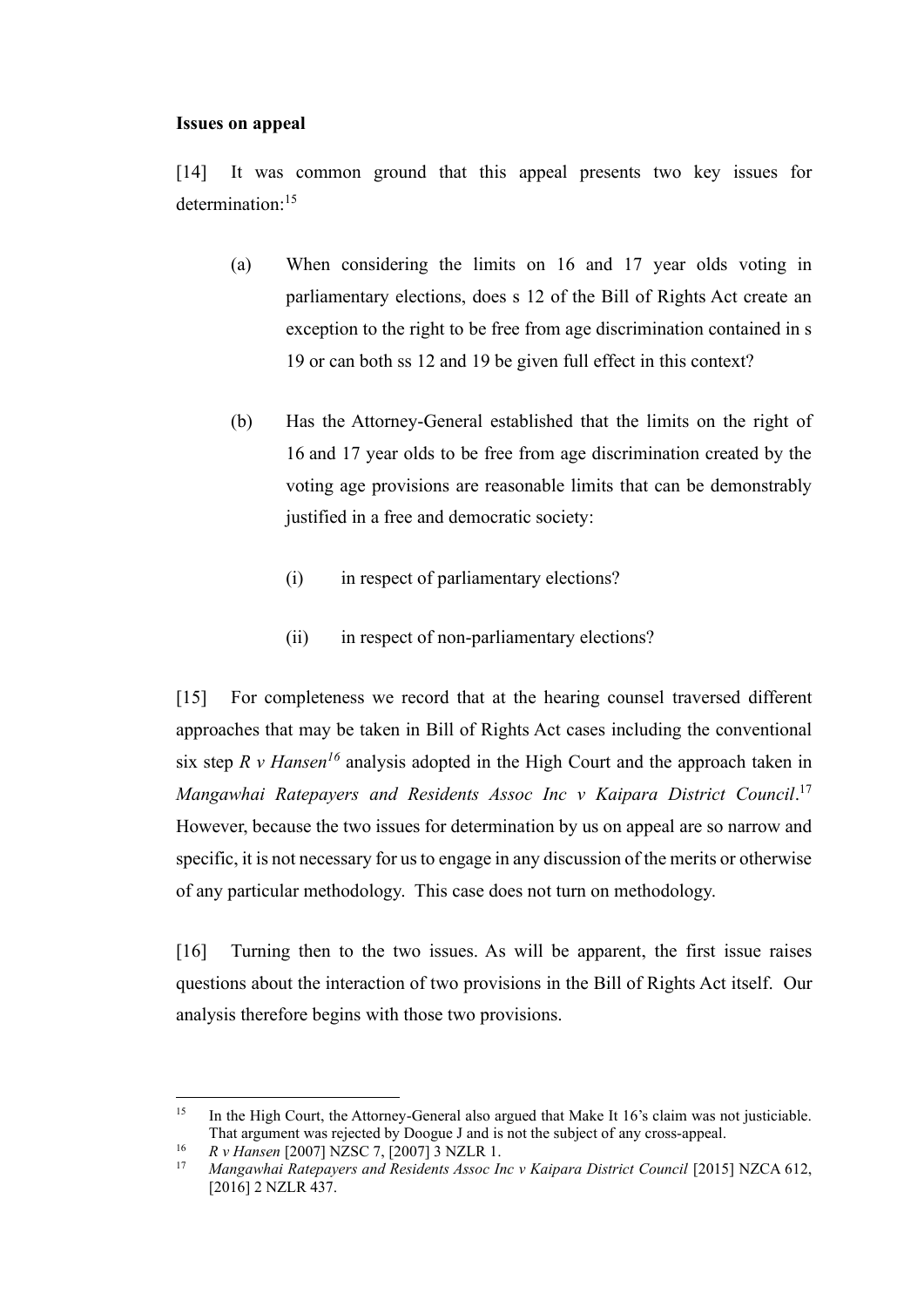**Issues on appeal**

[14] It was common ground that this appeal presents two key issues for determination:[15]

(a) When considering the limits on 16 and 17 year olds voting in parliamentary elections, does s 12 of the Bill of Rights Act create an exception to the right to be free from age discrimination contained in s 19 or can both ss 12 and 19 be given full effect in this context?

(b) Has the Attorney-General established that the limits on the right of 16 and 17 year olds to be free from age discrimination created by the voting age provisions are reasonable limits that can be demonstrably justified in a free and democratic society:

(i) in respect of parliamentary elections?

(ii) in respect of non-parliamentary elections?

[15] For completeness we record that at the hearing counsel traversed different approaches that may be taken in Bill of Rights Act cases including the conventional six step *R v Hansen*[16] analysis adopted in the High Court and the approach taken in *Mangawhai Ratepayers and Residents Assoc Inc v Kaipara District Council*.[17] However, because the two issues for determination by us on appeal are so narrow and specific, it is not necessary for us to engage in any discussion of the merits or otherwise of any particular methodology. This case does not turn on methodology.

[16] Turning then to the two issues. As will be apparent, the first issue raises questions about the interaction of two provisions in the Bill of Rights Act itself. Our analysis therefore begins with those two provisions.

---

[15] In the High Court, the Attorney-General also argued that Make It 16's claim was not justiciable. That argument was rejected by Doogue J and is not the subject of any cross-appeal.

[16] *R v Hansen* [2007] NZSC 7, [2007] 3 NZLR 1.

[17] *Mangawhai Ratepayers and Residents Assoc Inc v Kaipara District Council* [2015] NZCA 612, [2016] 2 NZLR 437.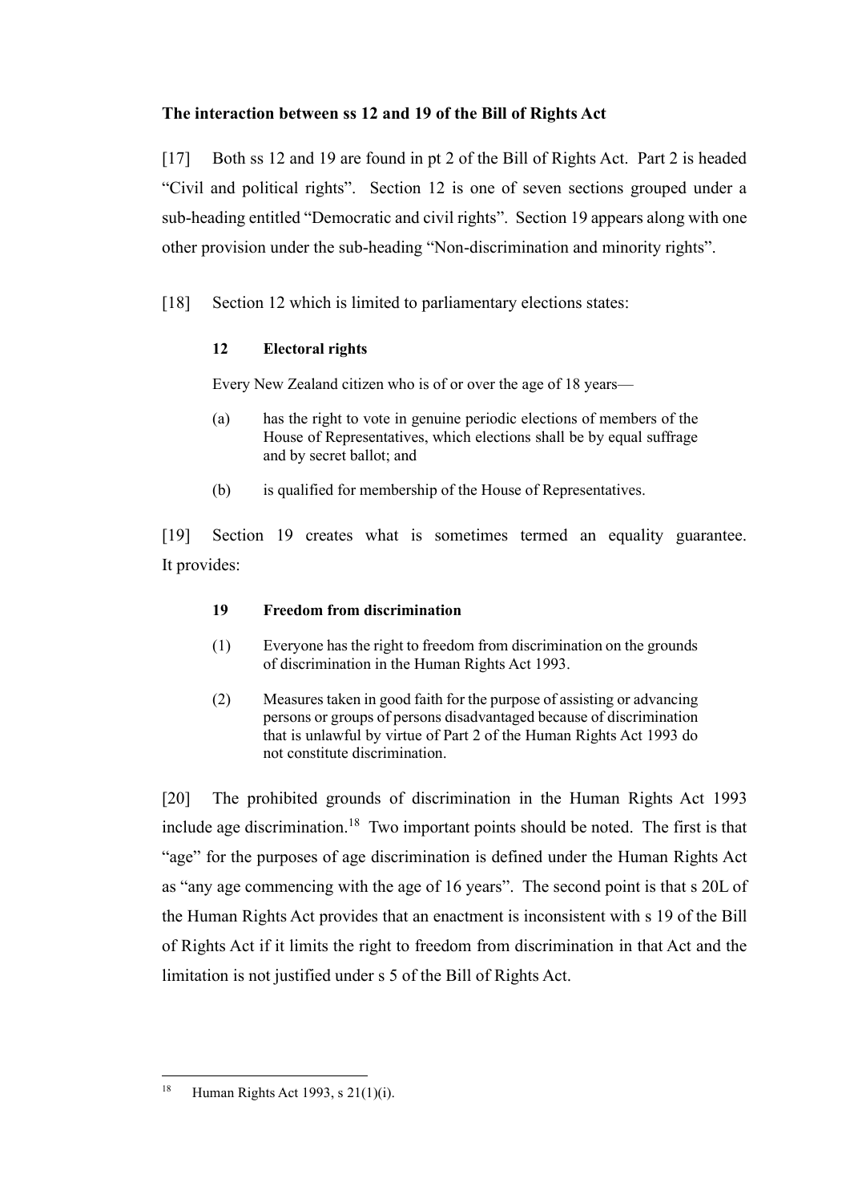**The interaction between ss 12 and 19 of the Bill of Rights Act**

[17] Both ss 12 and 19 are found in pt 2 of the Bill of Rights Act. Part 2 is headed "Civil and political rights". Section 12 is one of seven sections grouped under a sub-heading entitled "Democratic and civil rights". Section 19 appears along with one other provision under the sub-heading "Non-discrimination and minority rights".

[18] Section 12 which is limited to parliamentary elections states:

> **12 Electoral rights**
>
> Every New Zealand citizen who is of or over the age of 18 years—
>
> (a) has the right to vote in genuine periodic elections of members of the House of Representatives, which elections shall be by equal suffrage and by secret ballot; and
>
> (b) is qualified for membership of the House of Representatives.

[19] Section 19 creates what is sometimes termed an equality guarantee. It provides:

> **19 Freedom from discrimination**
>
> (1) Everyone has the right to freedom from discrimination on the grounds of discrimination in the Human Rights Act 1993.
>
> (2) Measures taken in good faith for the purpose of assisting or advancing persons or groups of persons disadvantaged because of discrimination that is unlawful by virtue of Part 2 of the Human Rights Act 1993 do not constitute discrimination.

[20] The prohibited grounds of discrimination in the Human Rights Act 1993 include age discrimination.[18] Two important points should be noted. The first is that "age" for the purposes of age discrimination is defined under the Human Rights Act as "any age commencing with the age of 16 years". The second point is that s 20L of the Human Rights Act provides that an enactment is inconsistent with s 19 of the Bill of Rights Act if it limits the right to freedom from discrimination in that Act and the limitation is not justified under s 5 of the Bill of Rights Act.

---

[18] Human Rights Act 1993, s 21(1)(i).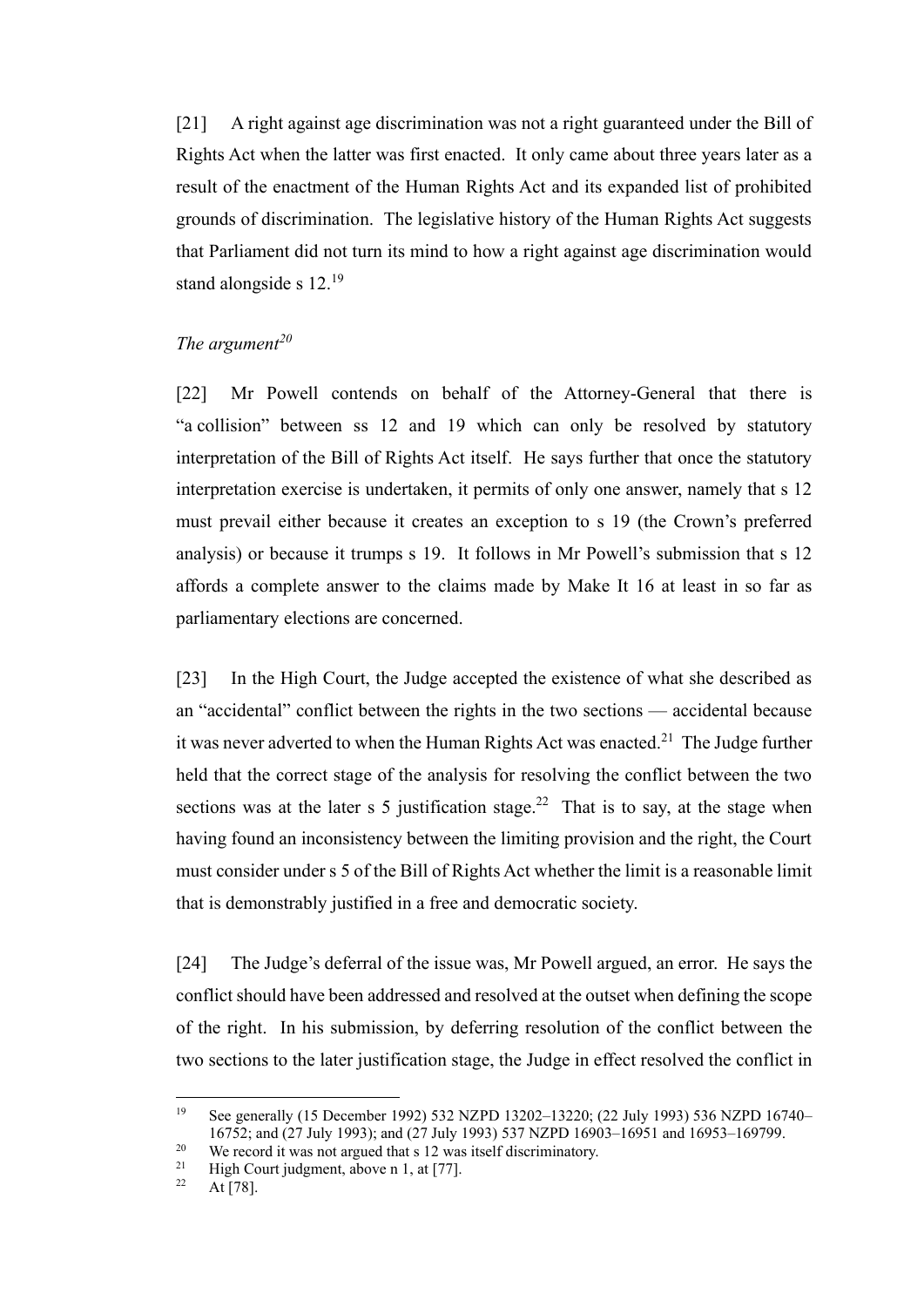[21] A right against age discrimination was not a right guaranteed under the Bill of Rights Act when the latter was first enacted. It only came about three years later as a result of the enactment of the Human Rights Act and its expanded list of prohibited grounds of discrimination. The legislative history of the Human Rights Act suggests that Parliament did not turn its mind to how a right against age discrimination would stand alongside s 12.[19]

*The argument*[20]

[22] Mr Powell contends on behalf of the Attorney-General that there is "a collision" between ss 12 and 19 which can only be resolved by statutory interpretation of the Bill of Rights Act itself. He says further that once the statutory interpretation exercise is undertaken, it permits of only one answer, namely that s 12 must prevail either because it creates an exception to s 19 (the Crown's preferred analysis) or because it trumps s 19. It follows in Mr Powell's submission that s 12 affords a complete answer to the claims made by Make It 16 at least in so far as parliamentary elections are concerned.

[23] In the High Court, the Judge accepted the existence of what she described as an "accidental" conflict between the rights in the two sections — accidental because it was never adverted to when the Human Rights Act was enacted.[21] The Judge further held that the correct stage of the analysis for resolving the conflict between the two sections was at the later s 5 justification stage.[22] That is to say, at the stage when having found an inconsistency between the limiting provision and the right, the Court must consider under s 5 of the Bill of Rights Act whether the limit is a reasonable limit that is demonstrably justified in a free and democratic society.

[24] The Judge's deferral of the issue was, Mr Powell argued, an error. He says the conflict should have been addressed and resolved at the outset when defining the scope of the right. In his submission, by deferring resolution of the conflict between the two sections to the later justification stage, the Judge in effect resolved the conflict in

---

[19] See generally (15 December 1992) 532 NZPD 13202–13220; (22 July 1993) 536 NZPD 16740–16752; and (27 July 1993); and (27 July 1993) 537 NZPD 16903–16951 and 16953–169799.

[20] We record it was not argued that s 12 was itself discriminatory.

[21] High Court judgment, above n 1, at [77].

[22] At [78].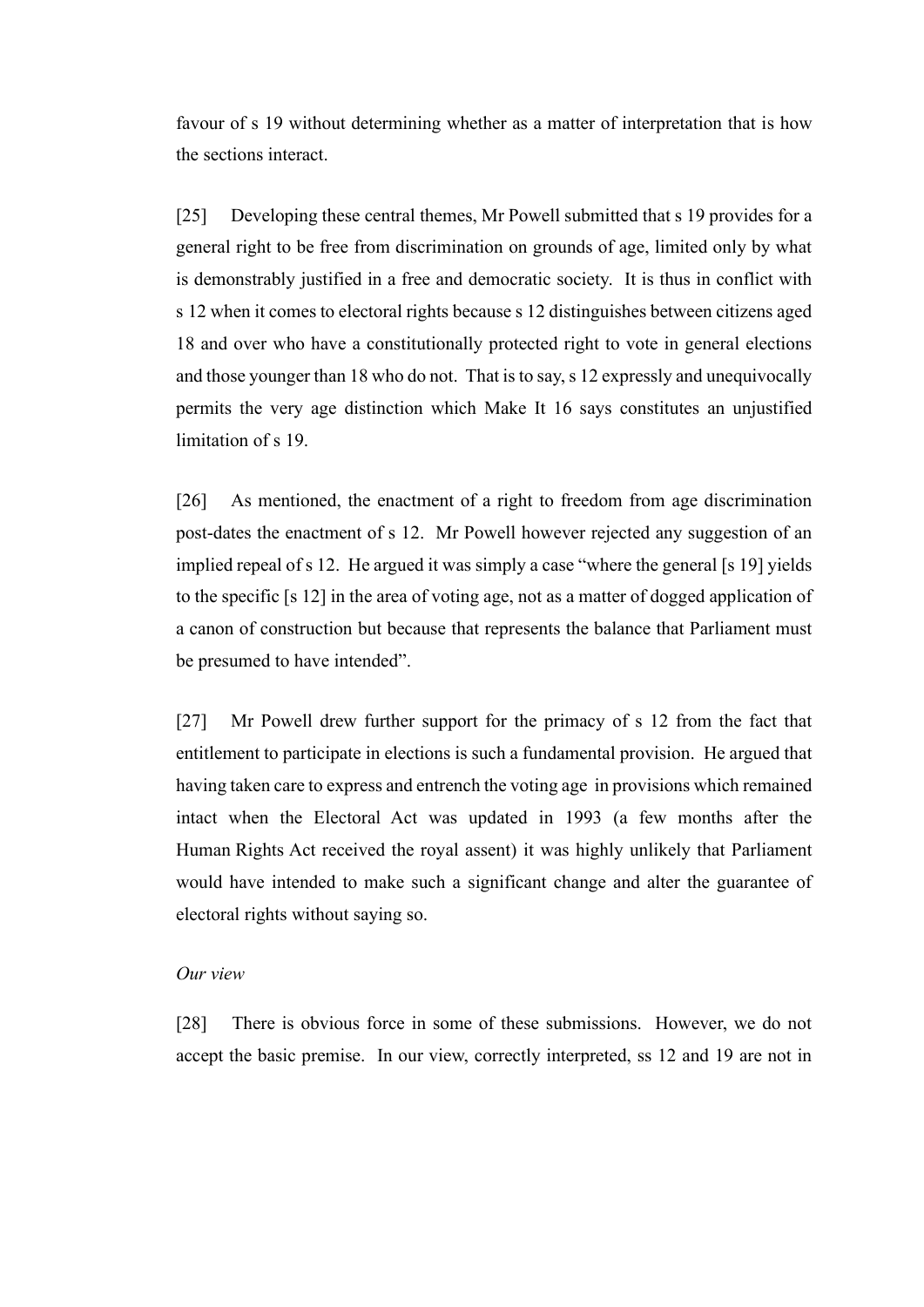favour of s 19 without determining whether as a matter of interpretation that is how the sections interact.

[25] Developing these central themes, Mr Powell submitted that s 19 provides for a general right to be free from discrimination on grounds of age, limited only by what is demonstrably justified in a free and democratic society. It is thus in conflict with s 12 when it comes to electoral rights because s 12 distinguishes between citizens aged 18 and over who have a constitutionally protected right to vote in general elections and those younger than 18 who do not. That is to say, s 12 expressly and unequivocally permits the very age distinction which Make It 16 says constitutes an unjustified limitation of s 19.

[26] As mentioned, the enactment of a right to freedom from age discrimination post-dates the enactment of s 12. Mr Powell however rejected any suggestion of an implied repeal of s 12. He argued it was simply a case "where the general [s 19] yields to the specific [s 12] in the area of voting age, not as a matter of dogged application of a canon of construction but because that represents the balance that Parliament must be presumed to have intended".

[27] Mr Powell drew further support for the primacy of s 12 from the fact that entitlement to participate in elections is such a fundamental provision. He argued that having taken care to express and entrench the voting age in provisions which remained intact when the Electoral Act was updated in 1993 (a few months after the Human Rights Act received the royal assent) it was highly unlikely that Parliament would have intended to make such a significant change and alter the guarantee of electoral rights without saying so.

*Our view*

[28] There is obvious force in some of these submissions. However, we do not accept the basic premise. In our view, correctly interpreted, ss 12 and 19 are not in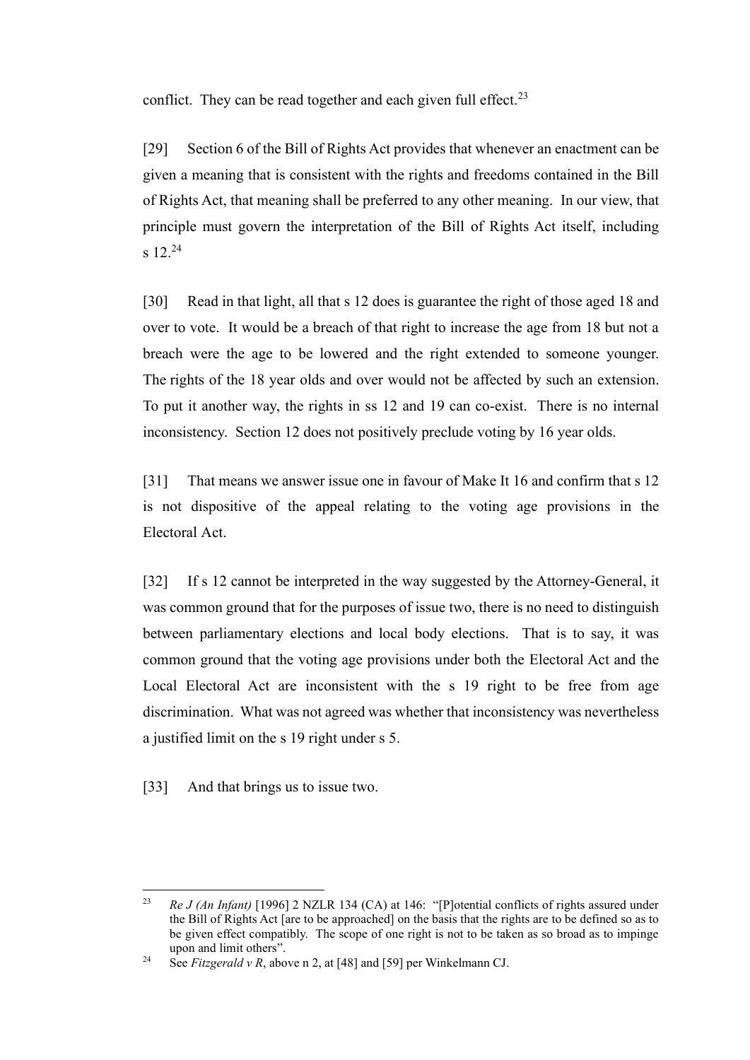conflict. They can be read together and each given full effect.[23]

[29] Section 6 of the Bill of Rights Act provides that whenever an enactment can be given a meaning that is consistent with the rights and freedoms contained in the Bill of Rights Act, that meaning shall be preferred to any other meaning. In our view, that principle must govern the interpretation of the Bill of Rights Act itself, including s 12.[24]

[30] Read in that light, all that s 12 does is guarantee the right of those aged 18 and over to vote. It would be a breach of that right to increase the age from 18 but not a breach were the age to be lowered and the right extended to someone younger. The rights of the 18 year olds and over would not be affected by such an extension. To put it another way, the rights in ss 12 and 19 can co-exist. There is no internal inconsistency. Section 12 does not positively preclude voting by 16 year olds.

[31] That means we answer issue one in favour of Make It 16 and confirm that s 12 is not dispositive of the appeal relating to the voting age provisions in the Electoral Act.

[32] If s 12 cannot be interpreted in the way suggested by the Attorney-General, it was common ground that for the purposes of issue two, there is no need to distinguish between parliamentary elections and local body elections. That is to say, it was common ground that the voting age provisions under both the Electoral Act and the Local Electoral Act are inconsistent with the s 19 right to be free from age discrimination. What was not agreed was whether that inconsistency was nevertheless a justified limit on the s 19 right under s 5.

[33] And that brings us to issue two.

---

[23] *Re J (An Infant)* [1996] 2 NZLR 134 (CA) at 146: "[P]otential conflicts of rights assured under the Bill of Rights Act [are to be approached] on the basis that the rights are to be defined so as to be given effect compatibly. The scope of one right is not to be taken as so broad as to impinge upon and limit others".

[24] See *Fitzgerald v R*, above n 2, at [48] and [59] per Winkelmann CJ.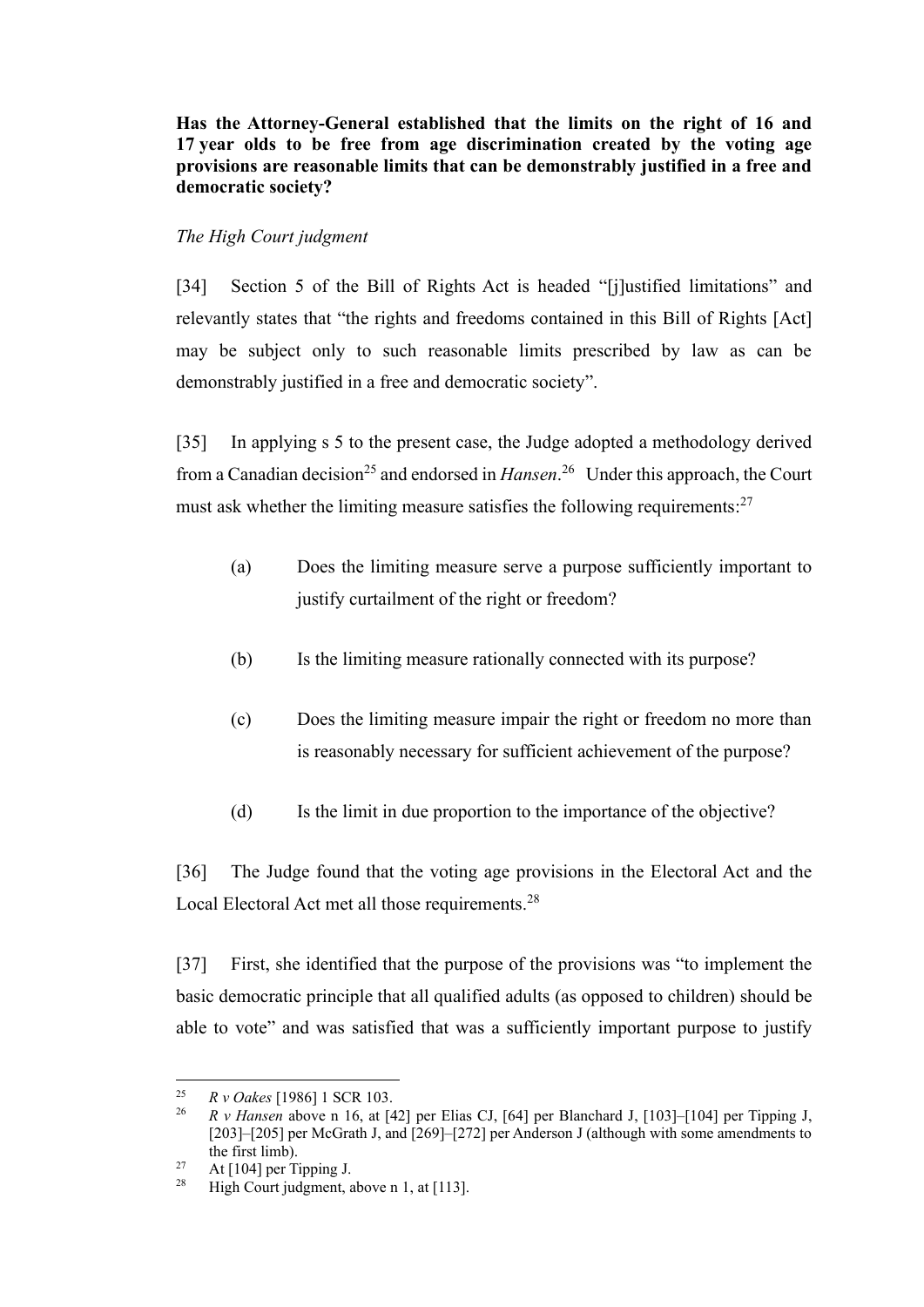**Has the Attorney-General established that the limits on the right of 16 and 17 year olds to be free from age discrimination created by the voting age provisions are reasonable limits that can be demonstrably justified in a free and democratic society?**

*The High Court judgment*

[34] Section 5 of the Bill of Rights Act is headed "[j]ustified limitations" and relevantly states that "the rights and freedoms contained in this Bill of Rights [Act] may be subject only to such reasonable limits prescribed by law as can be demonstrably justified in a free and democratic society".

[35] In applying s 5 to the present case, the Judge adopted a methodology derived from a Canadian decision[25] and endorsed in *Hansen*.[26] Under this approach, the Court must ask whether the limiting measure satisfies the following requirements:[27]

(a) Does the limiting measure serve a purpose sufficiently important to justify curtailment of the right or freedom?

(b) Is the limiting measure rationally connected with its purpose?

(c) Does the limiting measure impair the right or freedom no more than is reasonably necessary for sufficient achievement of the purpose?

(d) Is the limit in due proportion to the importance of the objective?

[36] The Judge found that the voting age provisions in the Electoral Act and the Local Electoral Act met all those requirements.[28]

[37] First, she identified that the purpose of the provisions was "to implement the basic democratic principle that all qualified adults (as opposed to children) should be able to vote" and was satisfied that was a sufficiently important purpose to justify

---

[25] *R v Oakes* [1986] 1 SCR 103.

[26] *R v Hansen* above n 16, at [42] per Elias CJ, [64] per Blanchard J, [103]–[104] per Tipping J, [203]–[205] per McGrath J, and [269]–[272] per Anderson J (although with some amendments to the first limb).

[27] At [104] per Tipping J.

[28] High Court judgment, above n 1, at [113].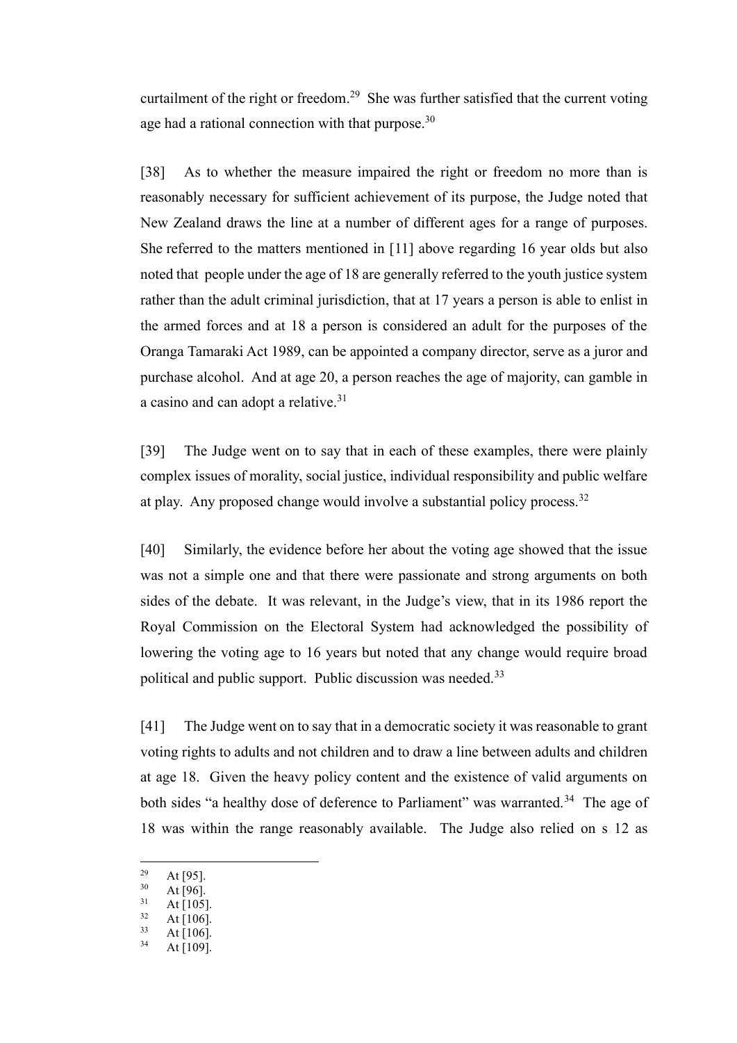curtailment of the right or freedom.[29] She was further satisfied that the current voting age had a rational connection with that purpose.[30]

[38] As to whether the measure impaired the right or freedom no more than is reasonably necessary for sufficient achievement of its purpose, the Judge noted that New Zealand draws the line at a number of different ages for a range of purposes. She referred to the matters mentioned in [11] above regarding 16 year olds but also noted that people under the age of 18 are generally referred to the youth justice system rather than the adult criminal jurisdiction, that at 17 years a person is able to enlist in the armed forces and at 18 a person is considered an adult for the purposes of the Oranga Tamaraki Act 1989, can be appointed a company director, serve as a juror and purchase alcohol. And at age 20, a person reaches the age of majority, can gamble in a casino and can adopt a relative.[31]

[39] The Judge went on to say that in each of these examples, there were plainly complex issues of morality, social justice, individual responsibility and public welfare at play. Any proposed change would involve a substantial policy process.[32]

[40] Similarly, the evidence before her about the voting age showed that the issue was not a simple one and that there were passionate and strong arguments on both sides of the debate. It was relevant, in the Judge's view, that in its 1986 report the Royal Commission on the Electoral System had acknowledged the possibility of lowering the voting age to 16 years but noted that any change would require broad political and public support. Public discussion was needed.[33]

[41] The Judge went on to say that in a democratic society it was reasonable to grant voting rights to adults and not children and to draw a line between adults and children at age 18. Given the heavy policy content and the existence of valid arguments on both sides "a healthy dose of deference to Parliament" was warranted.[34] The age of 18 was within the range reasonably available. The Judge also relied on s 12 as

[29] At [95].
[30] At [96].
[31] At [105].
[32] At [106].
[33] At [106].
[34] At [109].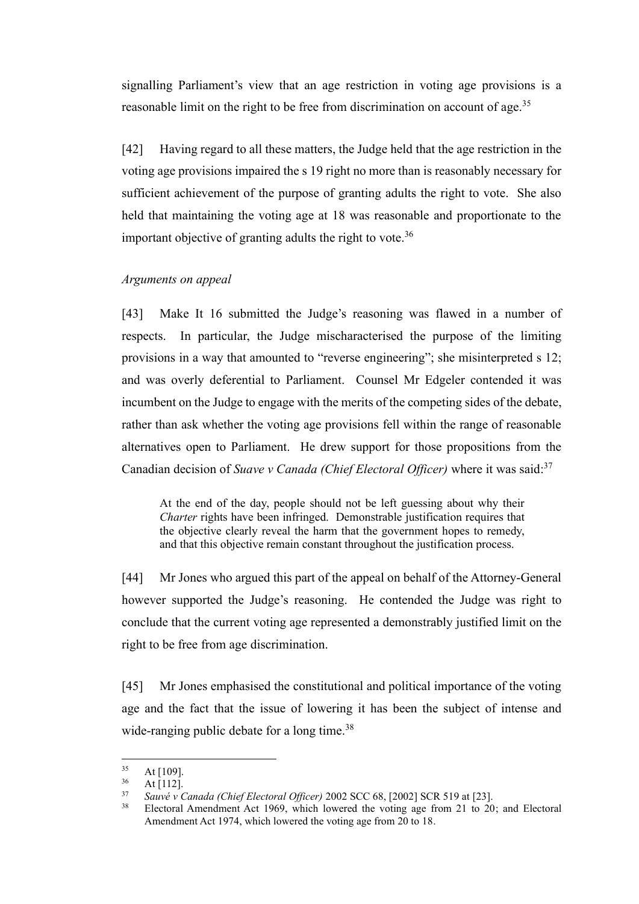signalling Parliament's view that an age restriction in voting age provisions is a reasonable limit on the right to be free from discrimination on account of age.[35]

[42] Having regard to all these matters, the Judge held that the age restriction in the voting age provisions impaired the s 19 right no more than is reasonably necessary for sufficient achievement of the purpose of granting adults the right to vote. She also held that maintaining the voting age at 18 was reasonable and proportionate to the important objective of granting adults the right to vote.[36]

*Arguments on appeal*

[43] Make It 16 submitted the Judge's reasoning was flawed in a number of respects. In particular, the Judge mischaracterised the purpose of the limiting provisions in a way that amounted to "reverse engineering"; she misinterpreted s 12; and was overly deferential to Parliament. Counsel Mr Edgeler contended it was incumbent on the Judge to engage with the merits of the competing sides of the debate, rather than ask whether the voting age provisions fell within the range of reasonable alternatives open to Parliament. He drew support for those propositions from the Canadian decision of *Suave v Canada (Chief Electoral Officer)* where it was said:[37]

> At the end of the day, people should not be left guessing about why their *Charter* rights have been infringed. Demonstrable justification requires that the objective clearly reveal the harm that the government hopes to remedy, and that this objective remain constant throughout the justification process.

[44] Mr Jones who argued this part of the appeal on behalf of the Attorney-General however supported the Judge's reasoning. He contended the Judge was right to conclude that the current voting age represented a demonstrably justified limit on the right to be free from age discrimination.

[45] Mr Jones emphasised the constitutional and political importance of the voting age and the fact that the issue of lowering it has been the subject of intense and wide-ranging public debate for a long time.[38]

---

[35] At [109].
[36] At [112].
[37] *Sauvé v Canada (Chief Electoral Officer)* 2002 SCC 68, [2002] SCR 519 at [23].
[38] Electoral Amendment Act 1969, which lowered the voting age from 21 to 20; and Electoral Amendment Act 1974, which lowered the voting age from 20 to 18.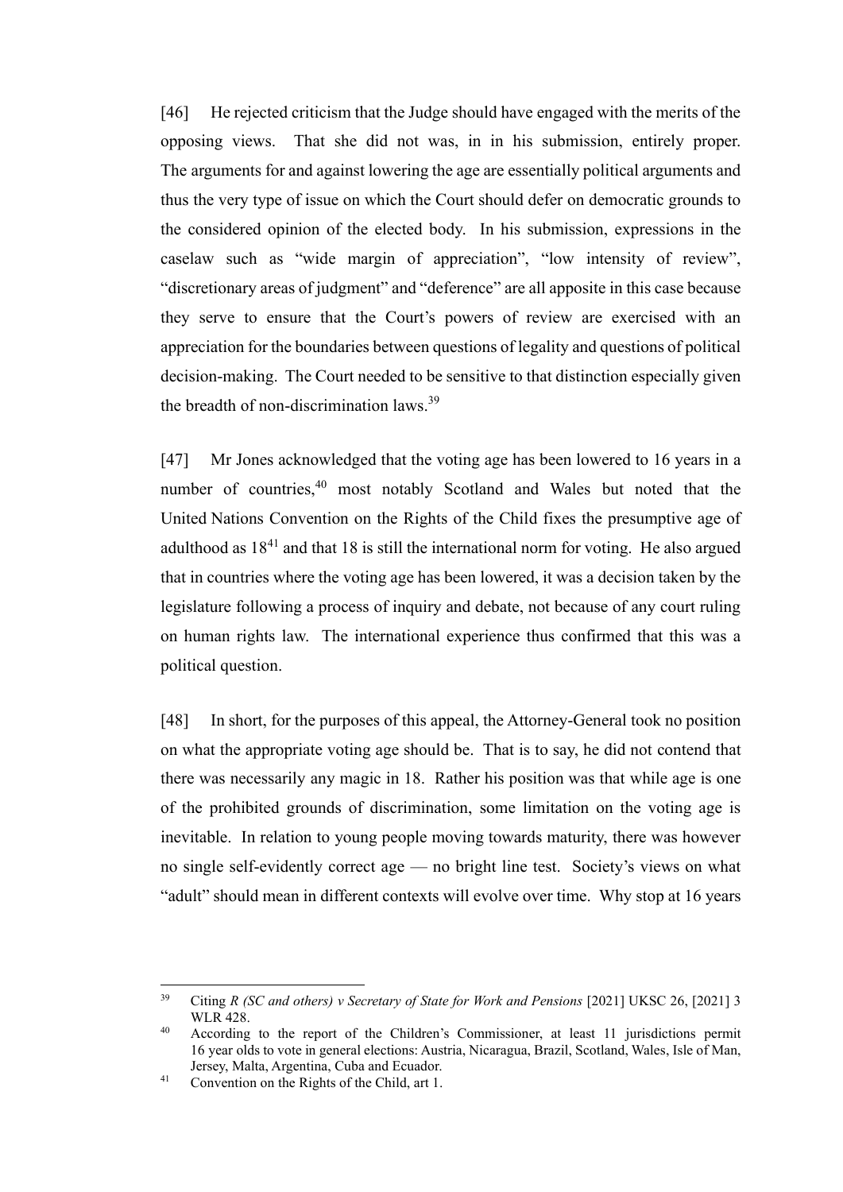[46] He rejected criticism that the Judge should have engaged with the merits of the opposing views. That she did not was, in in his submission, entirely proper. The arguments for and against lowering the age are essentially political arguments and thus the very type of issue on which the Court should defer on democratic grounds to the considered opinion of the elected body. In his submission, expressions in the caselaw such as "wide margin of appreciation", "low intensity of review", "discretionary areas of judgment" and "deference" are all apposite in this case because they serve to ensure that the Court's powers of review are exercised with an appreciation for the boundaries between questions of legality and questions of political decision-making. The Court needed to be sensitive to that distinction especially given the breadth of non-discrimination laws.[39]

[47] Mr Jones acknowledged that the voting age has been lowered to 16 years in a number of countries,[40] most notably Scotland and Wales but noted that the United Nations Convention on the Rights of the Child fixes the presumptive age of adulthood as 18[41] and that 18 is still the international norm for voting. He also argued that in countries where the voting age has been lowered, it was a decision taken by the legislature following a process of inquiry and debate, not because of any court ruling on human rights law. The international experience thus confirmed that this was a political question.

[48] In short, for the purposes of this appeal, the Attorney-General took no position on what the appropriate voting age should be. That is to say, he did not contend that there was necessarily any magic in 18. Rather his position was that while age is one of the prohibited grounds of discrimination, some limitation on the voting age is inevitable. In relation to young people moving towards maturity, there was however no single self-evidently correct age — no bright line test. Society's views on what "adult" should mean in different contexts will evolve over time. Why stop at 16 years

---

[39] Citing *R (SC and others) v Secretary of State for Work and Pensions* [2021] UKSC 26, [2021] 3 WLR 428.

[40] According to the report of the Children's Commissioner, at least 11 jurisdictions permit 16 year olds to vote in general elections: Austria, Nicaragua, Brazil, Scotland, Wales, Isle of Man, Jersey, Malta, Argentina, Cuba and Ecuador.

[41] Convention on the Rights of the Child, art 1.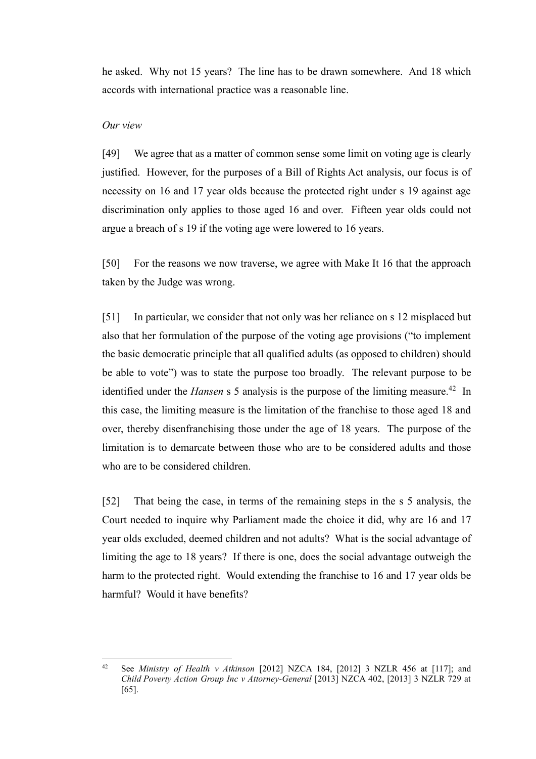he asked. Why not 15 years? The line has to be drawn somewhere. And 18 which accords with international practice was a reasonable line.

*Our view*

[49] We agree that as a matter of common sense some limit on voting age is clearly justified. However, for the purposes of a Bill of Rights Act analysis, our focus is of necessity on 16 and 17 year olds because the protected right under s 19 against age discrimination only applies to those aged 16 and over. Fifteen year olds could not argue a breach of s 19 if the voting age were lowered to 16 years.

[50] For the reasons we now traverse, we agree with Make It 16 that the approach taken by the Judge was wrong.

[51] In particular, we consider that not only was her reliance on s 12 misplaced but also that her formulation of the purpose of the voting age provisions ("to implement the basic democratic principle that all qualified adults (as opposed to children) should be able to vote") was to state the purpose too broadly. The relevant purpose to be identified under the *Hansen* s 5 analysis is the purpose of the limiting measure.[42] In this case, the limiting measure is the limitation of the franchise to those aged 18 and over, thereby disenfranchising those under the age of 18 years. The purpose of the limitation is to demarcate between those who are to be considered adults and those who are to be considered children.

[52] That being the case, in terms of the remaining steps in the s 5 analysis, the Court needed to inquire why Parliament made the choice it did, why are 16 and 17 year olds excluded, deemed children and not adults? What is the social advantage of limiting the age to 18 years? If there is one, does the social advantage outweigh the harm to the protected right. Would extending the franchise to 16 and 17 year olds be harmful? Would it have benefits?

---

[42] See *Ministry of Health v Atkinson* [2012] NZCA 184, [2012] 3 NZLR 456 at [117]; and *Child Poverty Action Group Inc v Attorney-General* [2013] NZCA 402, [2013] 3 NZLR 729 at [65].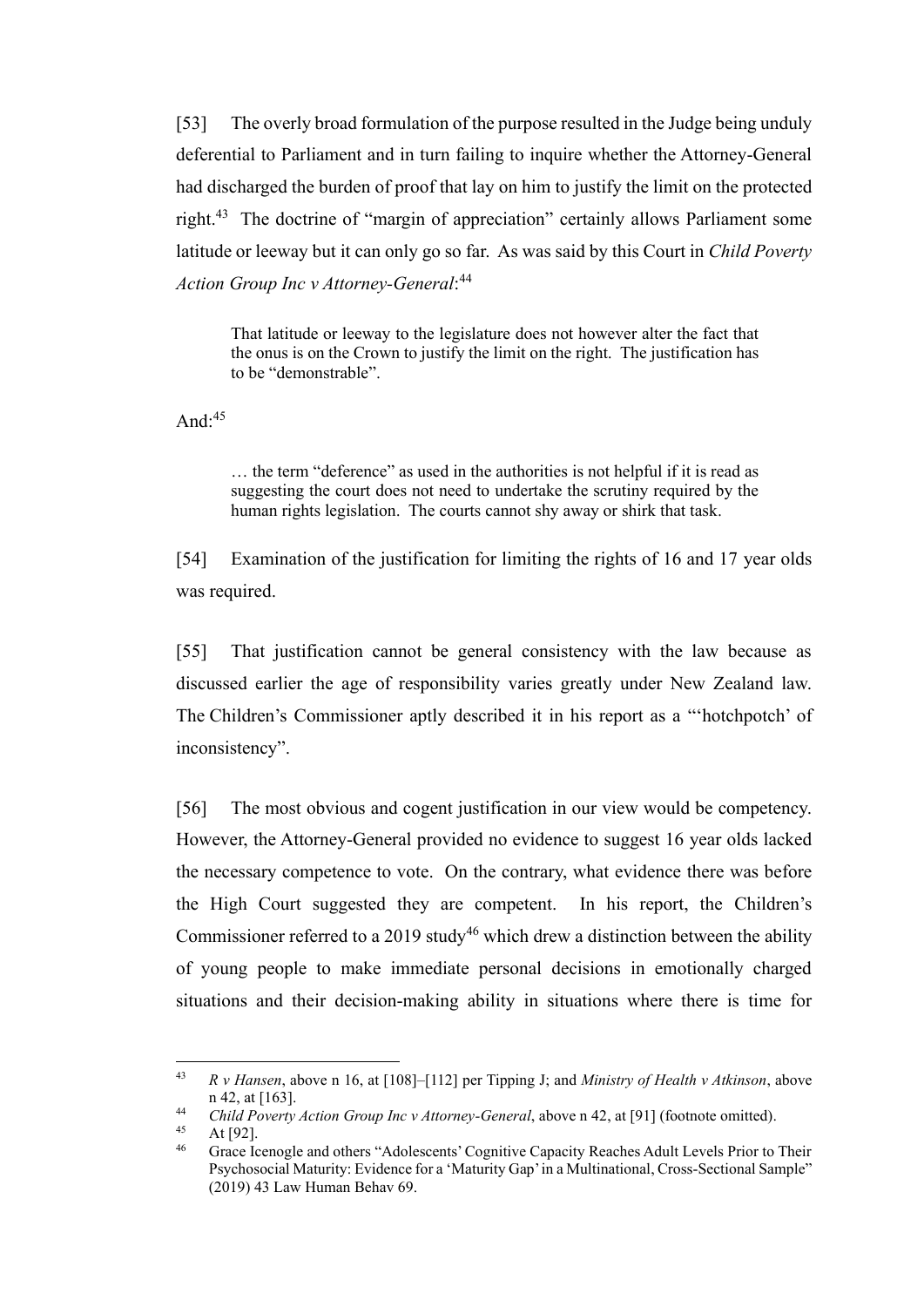[53] The overly broad formulation of the purpose resulted in the Judge being unduly deferential to Parliament and in turn failing to inquire whether the Attorney-General had discharged the burden of proof that lay on him to justify the limit on the protected right.[43] The doctrine of "margin of appreciation" certainly allows Parliament some latitude or leeway but it can only go so far. As was said by this Court in *Child Poverty Action Group Inc v Attorney-General*:[44]

> That latitude or leeway to the legislature does not however alter the fact that the onus is on the Crown to justify the limit on the right. The justification has to be "demonstrable".

And:[45]

> … the term "deference" as used in the authorities is not helpful if it is read as suggesting the court does not need to undertake the scrutiny required by the human rights legislation. The courts cannot shy away or shirk that task.

[54] Examination of the justification for limiting the rights of 16 and 17 year olds was required.

[55] That justification cannot be general consistency with the law because as discussed earlier the age of responsibility varies greatly under New Zealand law. The Children's Commissioner aptly described it in his report as a "'hotchpotch' of inconsistency".

[56] The most obvious and cogent justification in our view would be competency. However, the Attorney-General provided no evidence to suggest 16 year olds lacked the necessary competence to vote. On the contrary, what evidence there was before the High Court suggested they are competent. In his report, the Children's Commissioner referred to a 2019 study[46] which drew a distinction between the ability of young people to make immediate personal decisions in emotionally charged situations and their decision-making ability in situations where there is time for

---

[43] *R v Hansen*, above n 16, at [108]–[112] per Tipping J; and *Ministry of Health v Atkinson*, above n 42, at [163].

[44] *Child Poverty Action Group Inc v Attorney-General*, above n 42, at [91] (footnote omitted).

[45] At [92].

[46] Grace Icenogle and others "Adolescents' Cognitive Capacity Reaches Adult Levels Prior to Their Psychosocial Maturity: Evidence for a 'Maturity Gap' in a Multinational, Cross-Sectional Sample" (2019) 43 Law Human Behav 69.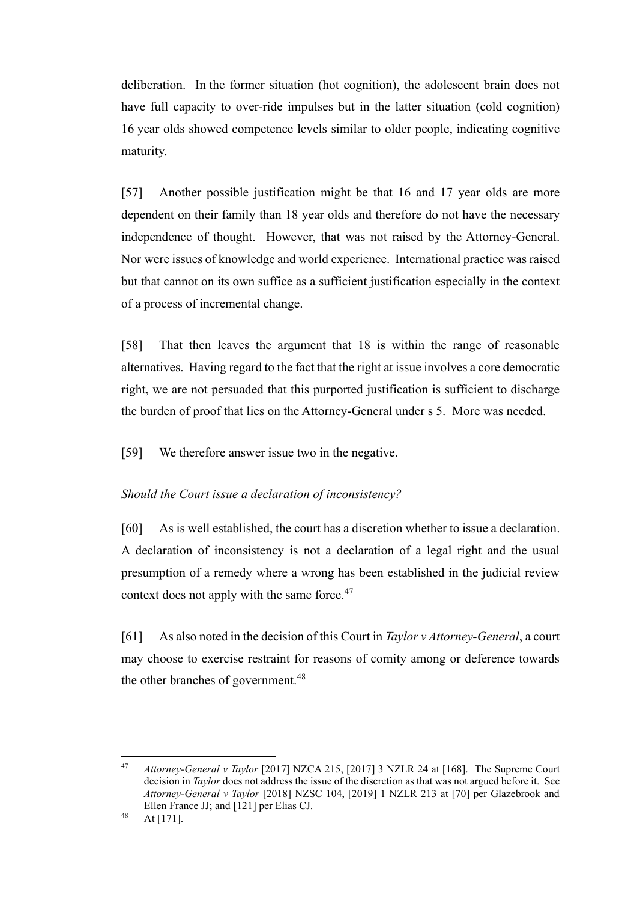deliberation. In the former situation (hot cognition), the adolescent brain does not have full capacity to over-ride impulses but in the latter situation (cold cognition) 16 year olds showed competence levels similar to older people, indicating cognitive maturity.

[57] Another possible justification might be that 16 and 17 year olds are more dependent on their family than 18 year olds and therefore do not have the necessary independence of thought. However, that was not raised by the Attorney-General. Nor were issues of knowledge and world experience. International practice was raised but that cannot on its own suffice as a sufficient justification especially in the context of a process of incremental change.

[58] That then leaves the argument that 18 is within the range of reasonable alternatives. Having regard to the fact that the right at issue involves a core democratic right, we are not persuaded that this purported justification is sufficient to discharge the burden of proof that lies on the Attorney-General under s 5. More was needed.

[59] We therefore answer issue two in the negative.

*Should the Court issue a declaration of inconsistency?*

[60] As is well established, the court has a discretion whether to issue a declaration. A declaration of inconsistency is not a declaration of a legal right and the usual presumption of a remedy where a wrong has been established in the judicial review context does not apply with the same force.[47]

[61] As also noted in the decision of this Court in *Taylor v Attorney-General*, a court may choose to exercise restraint for reasons of comity among or deference towards the other branches of government.[48]

---

[47] *Attorney-General v Taylor* [2017] NZCA 215, [2017] 3 NZLR 24 at [168]. The Supreme Court decision in *Taylor* does not address the issue of the discretion as that was not argued before it. See *Attorney-General v Taylor* [2018] NZSC 104, [2019] 1 NZLR 213 at [70] per Glazebrook and Ellen France JJ; and [121] per Elias CJ.

[48] At [171].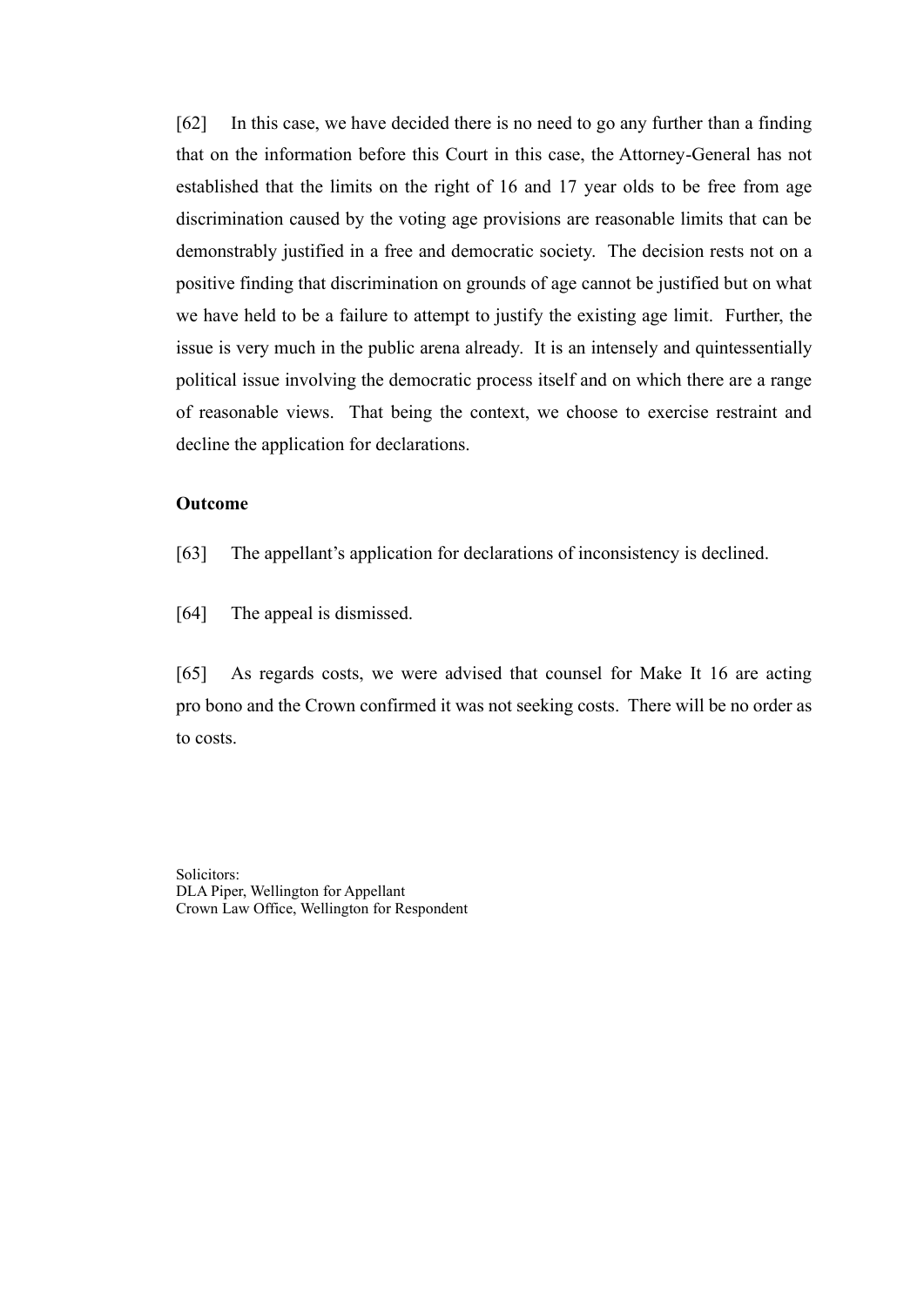[62] In this case, we have decided there is no need to go any further than a finding that on the information before this Court in this case, the Attorney-General has not established that the limits on the right of 16 and 17 year olds to be free from age discrimination caused by the voting age provisions are reasonable limits that can be demonstrably justified in a free and democratic society. The decision rests not on a positive finding that discrimination on grounds of age cannot be justified but on what we have held to be a failure to attempt to justify the existing age limit. Further, the issue is very much in the public arena already. It is an intensely and quintessentially political issue involving the democratic process itself and on which there are a range of reasonable views. That being the context, we choose to exercise restraint and decline the application for declarations.

**Outcome**

[63] The appellant's application for declarations of inconsistency is declined.

[64] The appeal is dismissed.

[65] As regards costs, we were advised that counsel for Make It 16 are acting pro bono and the Crown confirmed it was not seeking costs. There will be no order as to costs.

Solicitors:
DLA Piper, Wellington for Appellant
Crown Law Office, Wellington for Respondent